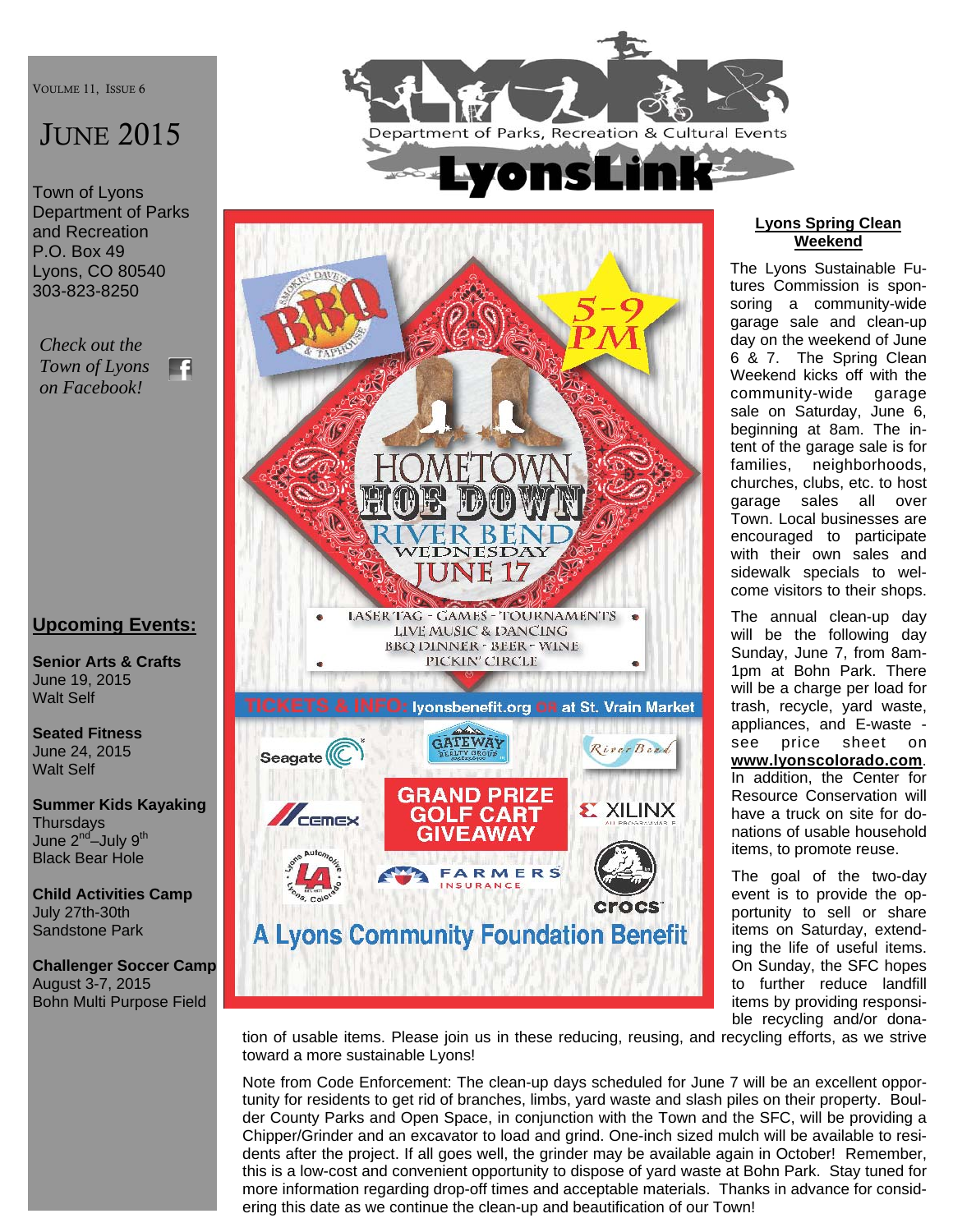VOULME 11, ISSUE 6

# JUNE 2015

Town of Lyons
Department of Parks and Recreation
P.O. Box 49
Lyons, CO 80540
303-823-8250

*Check out the Town of Lyons on Facebook!*

Department of Parks, Recreation & Cultural Events

# LyonsLink

## Upcoming Events:

**Senior Arts & Crafts**
June 19, 2015
Walt Self

**Seated Fitness**
June 24, 2015
Walt Self

**Summer Kids Kayaking**
Thursdays
June 2nd–July 9th
Black Bear Hole

**Child Activities Camp**
July 27th-30th
Sandstone Park

**Challenger Soccer Camp**
August 3-7, 2015
Bohn Multi Purpose Field

HOMETOWN HOE DOWN
RIVER BEND
WEDNESDAY
JUNE 17
5-9 PM

LASER TAG - GAMES - TOURNAMENTS
LIVE MUSIC & DANCING
BBQ DINNER - BEER - WINE
PICKIN' CIRCLE

TICKETS & INFO: lyonsbenefit.org OR at St. Vrain Market

GRAND PRIZE GOLF CART GIVEAWAY

A Lyons Community Foundation Benefit

## Lyons Spring Clean Weekend

The Lyons Sustainable Futures Commission is sponsoring a community-wide garage sale and clean-up day on the weekend of June 6 & 7. The Spring Clean Weekend kicks off with the community-wide garage sale on Saturday, June 6, beginning at 8am. The intent of the garage sale is for families, neighborhoods, churches, clubs, etc. to host garage sales all over Town. Local businesses are encouraged to participate with their own sales and sidewalk specials to welcome visitors to their shops.

The annual clean-up day will be the following day Sunday, June 7, from 8am-1pm at Bohn Park. There will be a charge per load for trash, recycle, yard waste, appliances, and E-waste - see price sheet on **www.lyonscolorado.com**. In addition, the Center for Resource Conservation will have a truck on site for donations of usable household items, to promote reuse.

The goal of the two-day event is to provide the opportunity to sell or share items on Saturday, extending the life of useful items. On Sunday, the SFC hopes to further reduce landfill items by providing responsible recycling and/or donation of usable items. Please join us in these reducing, reusing, and recycling efforts, as we strive toward a more sustainable Lyons!

Note from Code Enforcement: The clean-up days scheduled for June 7 will be an excellent opportunity for residents to get rid of branches, limbs, yard waste and slash piles on their property. Boulder County Parks and Open Space, in conjunction with the Town and the SFC, will be providing a Chipper/Grinder and an excavator to load and grind. One-inch sized mulch will be available to residents after the project. If all goes well, the grinder may be available again in October! Remember, this is a low-cost and convenient opportunity to dispose of yard waste at Bohn Park. Stay tuned for more information regarding drop-off times and acceptable materials. Thanks in advance for considering this date as we continue the clean-up and beautification of our Town!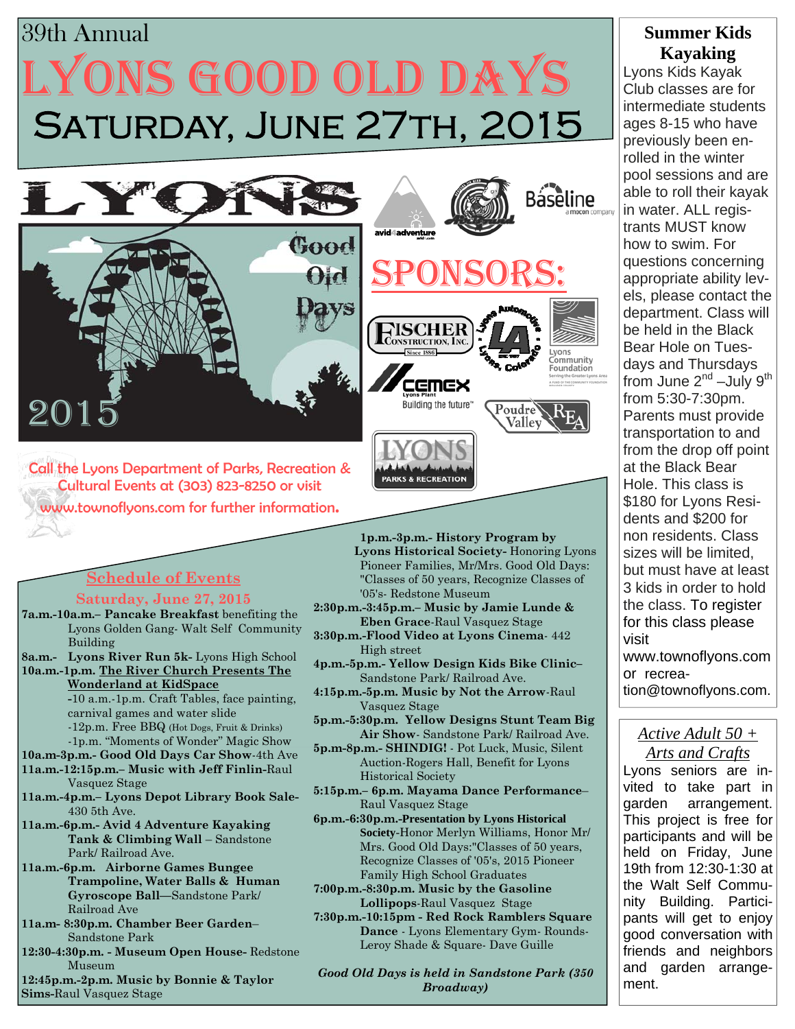39th Annual

# Lyons Good Old Days

## Saturday, June 27th, 2015

LYONS Good Old Days 2015

## SPONSORS:

avid4adventure · Baseline a mocon company · Fischer Construction, Inc. Since 1886 · Lyons Automotive · Lyons Community Foundation · CEMEX Lyons Plant Building the future™ · Poudre Valley REA · Lyons Parks & Recreation

Call the Lyons Department of Parks, Recreation & Cultural Events at (303) 823-8250 or visit www.townoflyons.com for further information.

### Schedule of Events

**Saturday, June 27, 2015**

**7a.m.-10a.m.– Pancake Breakfast** benefiting the Lyons Golden Gang- Walt Self Community Building

**8a.m.- Lyons River Run 5k-** Lyons High School

**10a.m.-1p.m. The River Church Presents The Wonderland at KidSpace**
- -10 a.m.-1p.m. Craft Tables, face painting, carnival games and water slide
- -12p.m. Free BBQ (Hot Dogs, Fruit & Drinks)
- -1p.m. "Moments of Wonder" Magic Show

**10a.m-3p.m.- Good Old Days Car Show**-4th Ave

**11a.m.-12:15p.m.– Music with Jeff Finlin**-Raul Vasquez Stage

**11a.m.-4p.m.– Lyons Depot Library Book Sale**-430 5th Ave.

**11a.m.-6p.m.- Avid 4 Adventure Kayaking Tank & Climbing Wall** – Sandstone Park/ Railroad Ave.

**11a.m.-6p.m. Airborne Games Bungee Trampoline, Water Balls & Human Gyroscope Ball**—Sandstone Park/ Railroad Ave

**11a.m- 8:30p.m. Chamber Beer Garden**–Sandstone Park

**12:30-4:30p.m. - Museum Open House-** Redstone Museum

**12:45p.m.-2p.m. Music by Bonnie & Taylor Sims**-Raul Vasquez Stage

**1p.m.-3p.m.- History Program by Lyons Historical Society-** Honoring Lyons Pioneer Families, Mr/Mrs. Good Old Days: "Classes of 50 years, Recognize Classes of '05's- Redstone Museum

**2:30p.m.-3:45p.m.– Music by Jamie Lunde & Eben Grace**-Raul Vasquez Stage

**3:30p.m.-Flood Video at Lyons Cinema**- 442 High street

**4p.m.-5p.m.- Yellow Design Kids Bike Clinic**–Sandstone Park/ Railroad Ave.

**4:15p.m.-5p.m. Music by Not the Arrow**-Raul Vasquez Stage

**5p.m.-5:30p.m. Yellow Designs Stunt Team Big Air Show**- Sandstone Park/ Railroad Ave.

**5p.m-8p.m.- SHINDIG!** - Pot Luck, Music, Silent Auction-Rogers Hall, Benefit for Lyons Historical Society

**5:15p.m.– 6p.m. Mayama Dance Performance**–Raul Vasquez Stage

**6p.m.-6:30p.m.-Presentation by Lyons Historical Society**-Honor Merlyn Williams, Honor Mr/ Mrs. Good Old Days:"Classes of 50 years, Recognize Classes of '05's, 2015 Pioneer Family High School Graduates

**7:00p.m.-8:30p.m. Music by the Gasoline Lollipops**-Raul Vasquez Stage

**7:30p.m.-10:15pm - Red Rock Ramblers Square Dance** - Lyons Elementary Gym- Rounds-Leroy Shade & Square- Dave Guille

***Good Old Days is held in Sandstone Park (350 Broadway)***

### Summer Kids Kayaking

Lyons Kids Kayak Club classes are for intermediate students ages 8-15 who have previously been enrolled in the winter pool sessions and are able to roll their kayak in water. ALL registrants MUST know how to swim. For questions concerning appropriate ability levels, please contact the department. Class will be held in the Black Bear Hole on Tuesdays and Thursdays from June 2nd –July 9th from 5:30-7:30pm. Parents must provide transportation to and from the drop off point at the Black Bear Hole. This class is $180 for Lyons Residents and $200 for non residents. Class sizes will be limited, but must have at least 3 kids in order to hold the class. To register for this class please visit www.townoflyons.com or recreation@townoflyons.com.

### *Active Adult 50 + Arts and Crafts*

Lyons seniors are invited to take part in garden arrangement. This project is free for participants and will be held on Friday, June 19th from 12:30-1:30 at the Walt Self Community Building. Participants will get to enjoy good conversation with friends and neighbors and garden arrangement.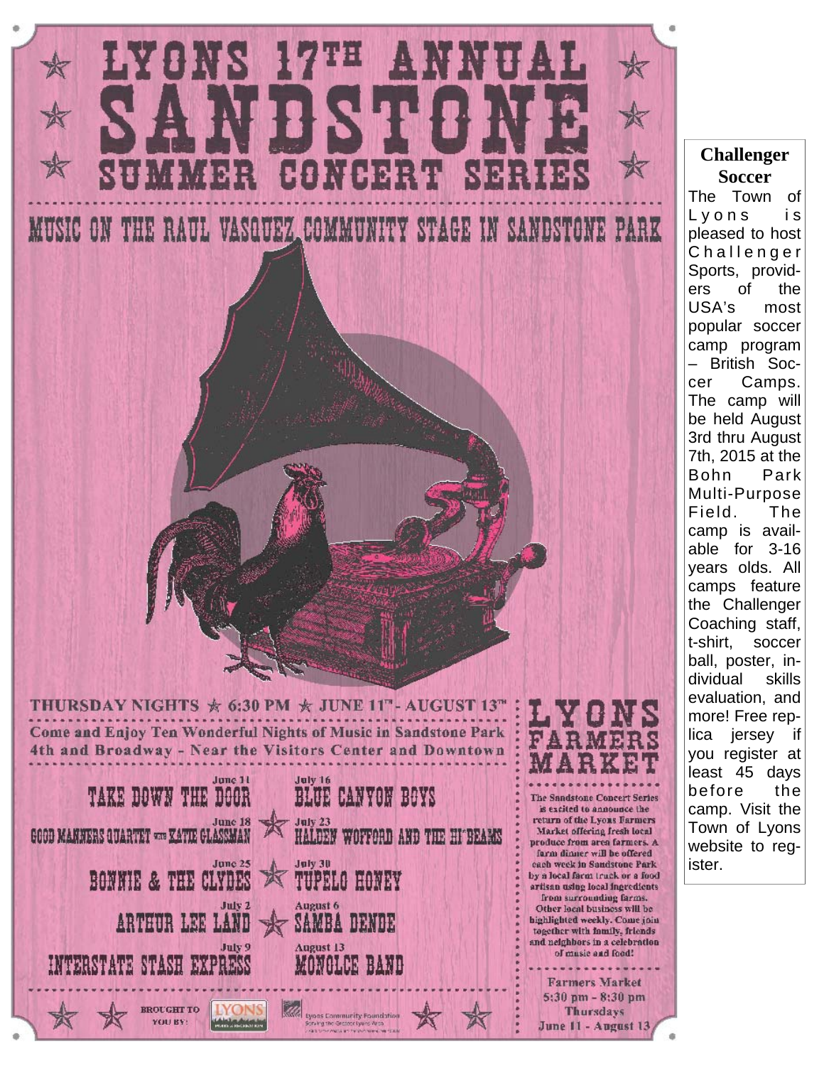# LYONS 17TH ANNUAL SANDSTONE SUMMER CONCERT SERIES

## MUSIC ON THE RAUL VASQUEZ COMMUNITY STAGE IN SANDSTONE PARK

THURSDAY NIGHTS ★ 6:30 PM ★ JUNE 11TH - AUGUST 13TH

Come and Enjoy Ten Wonderful Nights of Music in Sandstone Park
4th and Broadway - Near the Visitors Center and Downtown

June 11
**TAKE DOWN THE DOOR**

June 18
**GOOD MANNERS QUARTET WITH KATIE GLASSMAN**

June 25
**BONNIE & THE CLYDES**

July 2
**ARTHUR LEE LAND**

July 9
**INTERSTATE STASH EXPRESS**

July 16
**BLUE CANYON BOYS**

July 23
**HALDEN WOFFORD AND THE HI*BEAMS**

July 30
**TUPELO HONEY**

August 6
**SAMBA DENDE**

August 13
**MONOLCE BAND**

BROUGHT TO YOU BY: LYONS Parks & Recreation, Lyons Community Foundation

## LYONS FARMERS MARKET

The Sandstone Concert Series is excited to announce the return of the Lyons Farmers Market offering fresh local produce from area farmers. A farm dinner will be offered each week in Sandstone Park by a local farm truck or a food artisan using local ingredients from surrounding farms. Other local business will be highlighted weekly. Come join together with family, friends and neighbors in a celebration of music and food!

Farmers Market
5:30 pm - 8:30 pm
Thursdays
June 11 - August 13

## Challenger Soccer

The Town of Lyons is pleased to host Challenger Sports, providers of the USA's most popular soccer camp program – British Soccer Camps. The camp will be held August 3rd thru August 7th, 2015 at the Bohn Park Multi-Purpose Field. The camp is available for 3-16 years olds. All camps feature the Challenger Coaching staff, t-shirt, soccer ball, poster, individual skills evaluation, and more! Free replica jersey if you register at least 45 days before the camp. Visit the Town of Lyons website to register.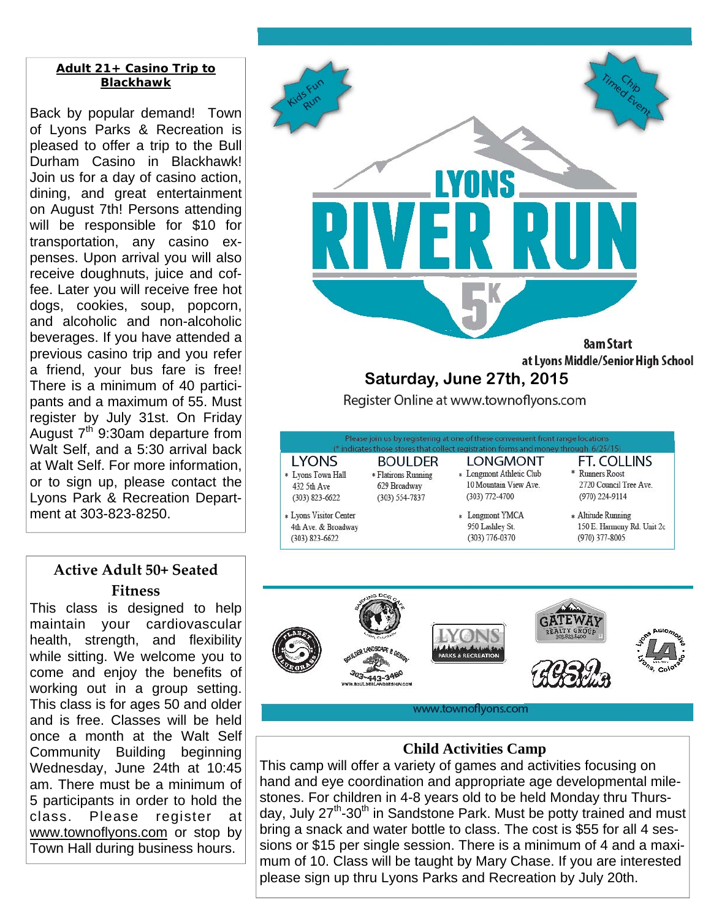**Adult 21+ Casino Trip to Blackhawk**

Back by popular demand! Town of Lyons Parks & Recreation is pleased to offer a trip to the Bull Durham Casino in Blackhawk! Join us for a day of casino action, dining, and great entertainment on August 7th! Persons attending will be responsible for $10 for transportation, any casino expenses. Upon arrival you will also receive doughnuts, juice and coffee. Later you will receive free hot dogs, cookies, soup, popcorn, and alcoholic and non-alcoholic beverages. If you have attended a previous casino trip and you refer a friend, your bus fare is free! There is a minimum of 40 participants and a maximum of 55. Must register by July 31st. On Friday August 7th 9:30am departure from Walt Self, and a 5:30 arrival back at Walt Self. For more information, or to sign up, please contact the Lyons Park & Recreation Department at 303-823-8250.

## Active Adult 50+ Seated Fitness

This class is designed to help maintain your cardiovascular health, strength, and flexibility while sitting. We welcome you to come and enjoy the benefits of working out in a group setting. This class is for ages 50 and older and is free. Classes will be held once a month at the Walt Self Community Building beginning Wednesday, June 24th at 10:45 am. There must be a minimum of 5 participants in order to hold the class. Please register at www.townoflyons.com or stop by Town Hall during business hours.

Kids Fun Run

Chip Timed Event

# LYONS RIVER RUN 5K

8am Start
at Lyons Middle/Senior High School

**Saturday, June 27th, 2015**

Register Online at www.townoflyons.com

Please join us by registering at one of these convenient front range locations
(* indicates those stores that collect registration forms and money through 6/25/15)

| LYONS | BOULDER | LONGMONT | FT. COLLINS |
|---|---|---|---|
| * Lyons Town Hall<br>432 5th Ave<br>(303) 823-6622 | * Flatirons Running<br>629 Broadway<br>(303) 554-7837 | * Longmont Athletic Club<br>10 Mountain View Ave.<br>(303) 772-4700 | * Runners Roost<br>2720 Council Tree Ave.<br>(970) 224-9114 |
| * Lyons Visitor Center<br>4th Ave. & Broadway<br>(303) 823-6622 | | * Longmont YMCA<br>950 Lashley St.<br>(303) 776-0370 | * Altitude Running<br>150 E. Harmony Rd. Unit 2c<br>(970) 377-8005 |

www.townoflyons.com

## Child Activities Camp

This camp will offer a variety of games and activities focusing on hand and eye coordination and appropriate age developmental milestones. For children in 4-8 years old to be held Monday thru Thursday, July 27th-30th in Sandstone Park. Must be potty trained and must bring a snack and water bottle to class. The cost is $55 for all 4 sessions or $15 per single session. There is a minimum of 4 and a maximum of 10. Class will be taught by Mary Chase. If you are interested please sign up thru Lyons Parks and Recreation by July 20th.